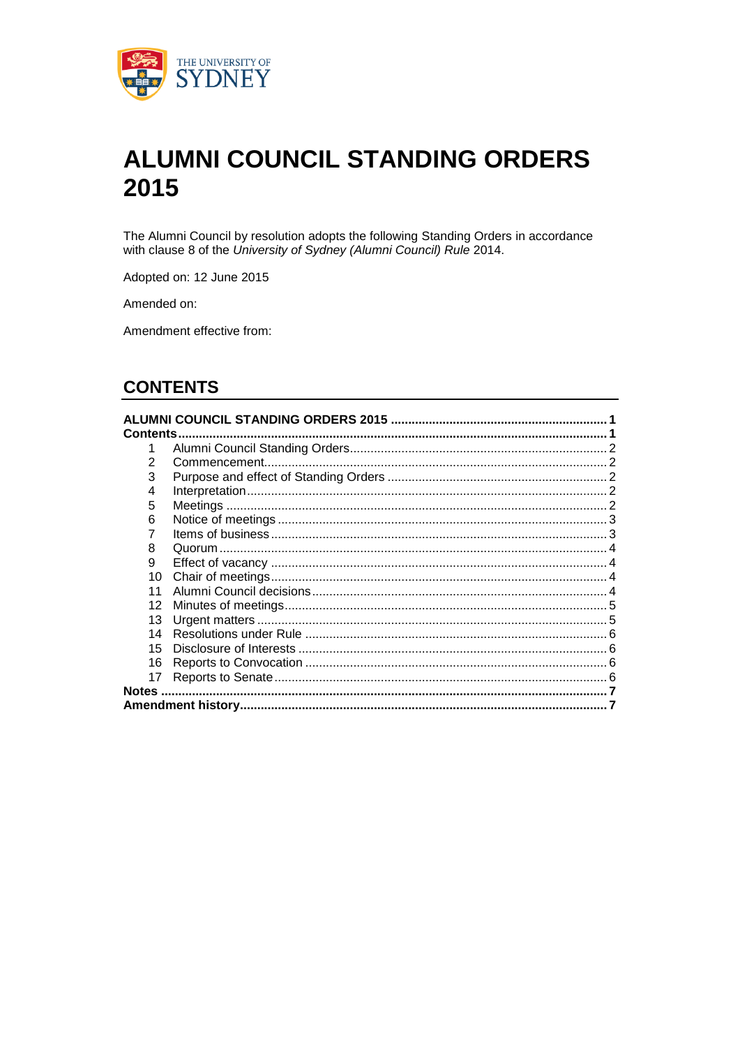# ALUMNI COUNCIL STANDING ORDERS 2015

The Alumni Council by resolution adopts the following Standing Orders in accordance with clause 8 of the *University of Sydney (Alumni Council) Rule* 2014.

Adopted on: 12 June 2015

Amended on:

Amendment effective from:

## CONTENTS

**ALUMNI COUNCIL STANDING ORDERS 2015 ........ 1**
**Contents ........ 1**

1 Alumni Council Standing Orders ........ 2
2 Commencement ........ 2
3 Purpose and effect of Standing Orders ........ 2
4 Interpretation ........ 2
5 Meetings ........ 2
6 Notice of meetings ........ 3
7 Items of business ........ 3
8 Quorum ........ 4
9 Effect of vacancy ........ 4
10 Chair of meetings ........ 4
11 Alumni Council decisions ........ 4
12 Minutes of meetings ........ 5
13 Urgent matters ........ 5
14 Resolutions under Rule ........ 6
15 Disclosure of Interests ........ 6
16 Reports to Convocation ........ 6
17 Reports to Senate ........ 6

**Notes ........ 7**
**Amendment history ........ 7**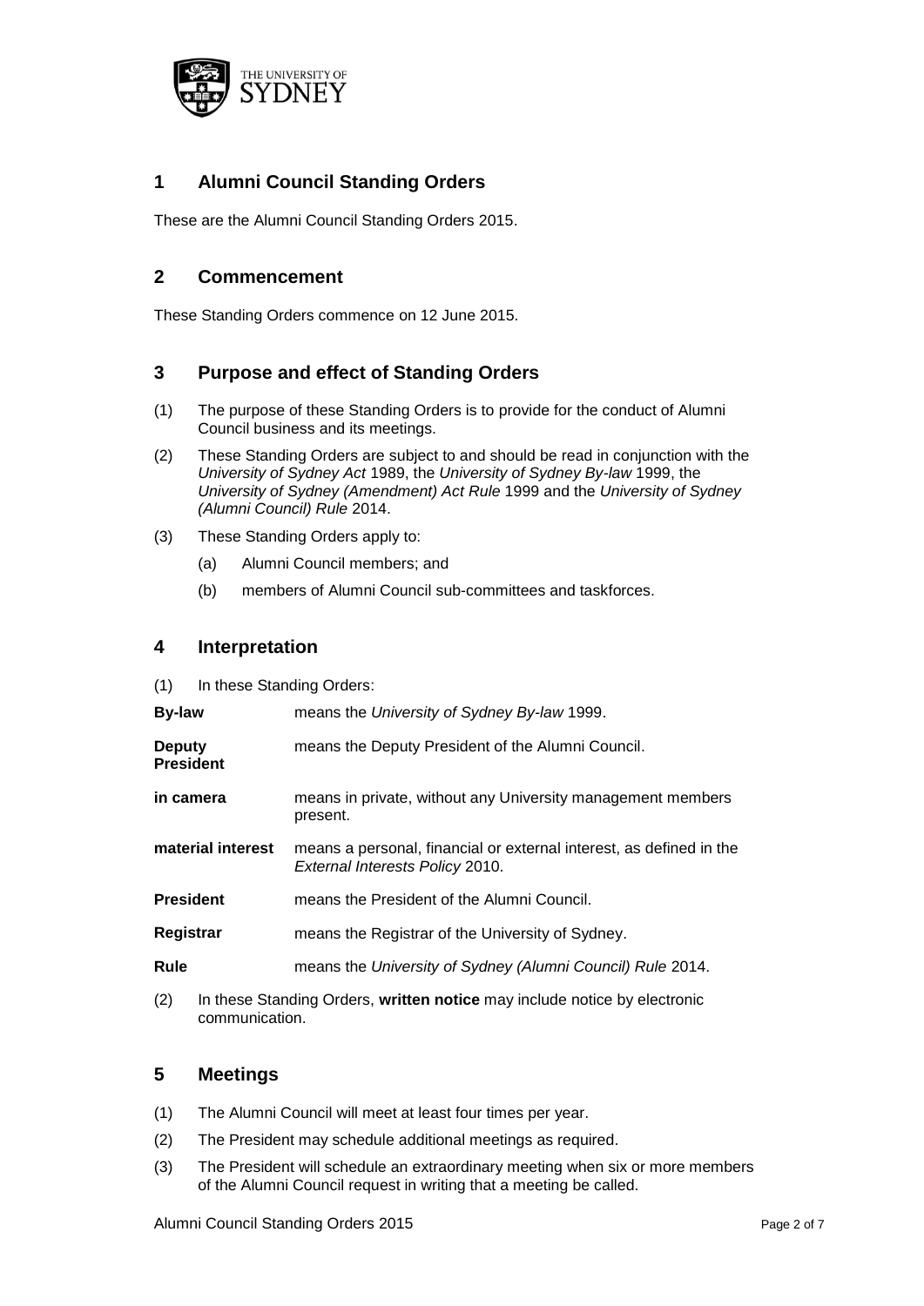## 1 Alumni Council Standing Orders

These are the Alumni Council Standing Orders 2015.

## 2 Commencement

These Standing Orders commence on 12 June 2015.

## 3 Purpose and effect of Standing Orders

(1) The purpose of these Standing Orders is to provide for the conduct of Alumni Council business and its meetings.

(2) These Standing Orders are subject to and should be read in conjunction with the *University of Sydney Act* 1989, the *University of Sydney By-law* 1999, the *University of Sydney (Amendment) Act Rule* 1999 and the *University of Sydney (Alumni Council) Rule* 2014.

(3) These Standing Orders apply to:

(a) Alumni Council members; and

(b) members of Alumni Council sub-committees and taskforces.

## 4 Interpretation

(1) In these Standing Orders:

| | |
|---|---|
| **By-law** | means the *University of Sydney By-law* 1999. |
| **Deputy President** | means the Deputy President of the Alumni Council. |
| **in camera** | means in private, without any University management members present. |
| **material interest** | means a personal, financial or external interest, as defined in the *External Interests Policy* 2010. |
| **President** | means the President of the Alumni Council. |
| **Registrar** | means the Registrar of the University of Sydney. |
| **Rule** | means the *University of Sydney (Alumni Council) Rule* 2014. |

(2) In these Standing Orders, **written notice** may include notice by electronic communication.

## 5 Meetings

(1) The Alumni Council will meet at least four times per year.

(2) The President may schedule additional meetings as required.

(3) The President will schedule an extraordinary meeting when six or more members of the Alumni Council request in writing that a meeting be called.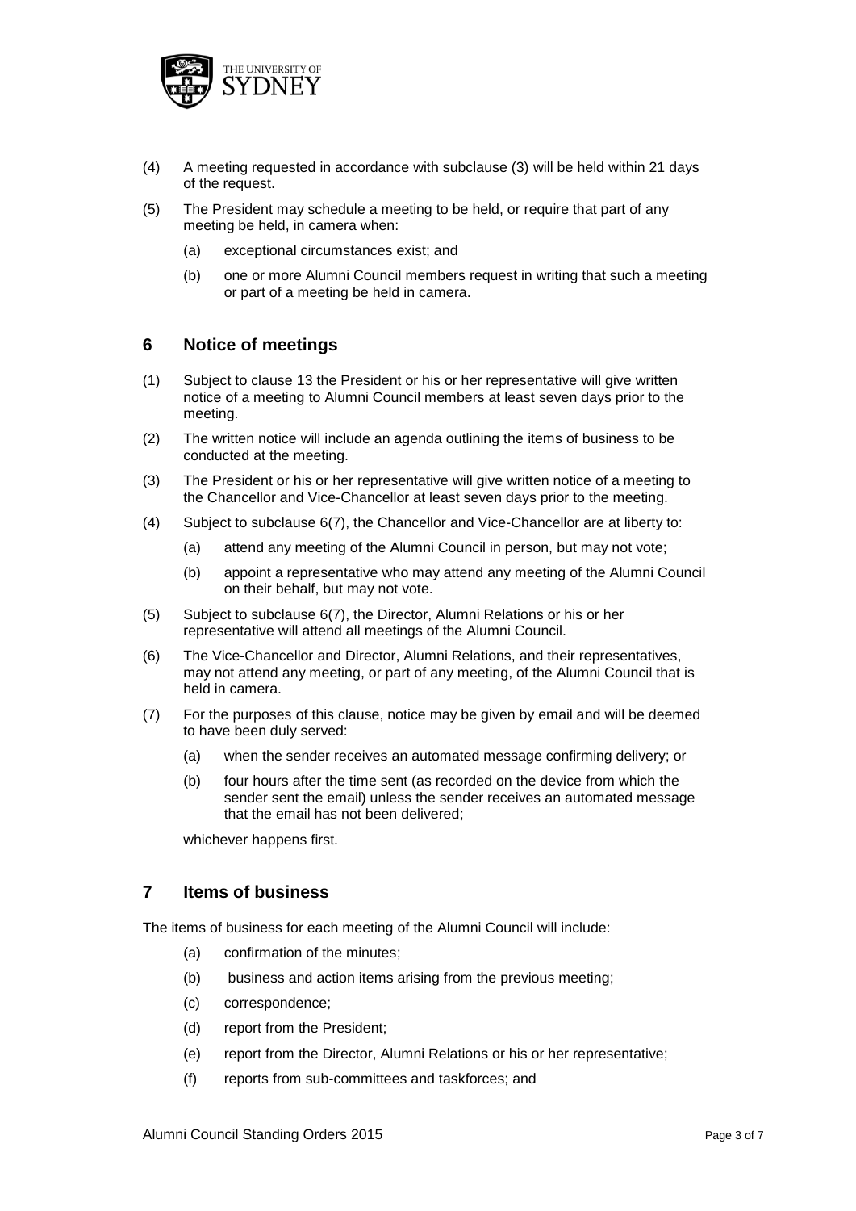(4) A meeting requested in accordance with subclause (3) will be held within 21 days of the request.

(5) The President may schedule a meeting to be held, or require that part of any meeting be held, in camera when:

   (a) exceptional circumstances exist; and

   (b) one or more Alumni Council members request in writing that such a meeting or part of a meeting be held in camera.

## 6 Notice of meetings

(1) Subject to clause 13 the President or his or her representative will give written notice of a meeting to Alumni Council members at least seven days prior to the meeting.

(2) The written notice will include an agenda outlining the items of business to be conducted at the meeting.

(3) The President or his or her representative will give written notice of a meeting to the Chancellor and Vice-Chancellor at least seven days prior to the meeting.

(4) Subject to subclause 6(7), the Chancellor and Vice-Chancellor are at liberty to:

   (a) attend any meeting of the Alumni Council in person, but may not vote;

   (b) appoint a representative who may attend any meeting of the Alumni Council on their behalf, but may not vote.

(5) Subject to subclause 6(7), the Director, Alumni Relations or his or her representative will attend all meetings of the Alumni Council.

(6) The Vice-Chancellor and Director, Alumni Relations, and their representatives, may not attend any meeting, or part of any meeting, of the Alumni Council that is held in camera.

(7) For the purposes of this clause, notice may be given by email and will be deemed to have been duly served:

   (a) when the sender receives an automated message confirming delivery; or

   (b) four hours after the time sent (as recorded on the device from which the sender sent the email) unless the sender receives an automated message that the email has not been delivered;

   whichever happens first.

## 7 Items of business

The items of business for each meeting of the Alumni Council will include:

   (a) confirmation of the minutes;

   (b) business and action items arising from the previous meeting;

   (c) correspondence;

   (d) report from the President;

   (e) report from the Director, Alumni Relations or his or her representative;

   (f) reports from sub-committees and taskforces; and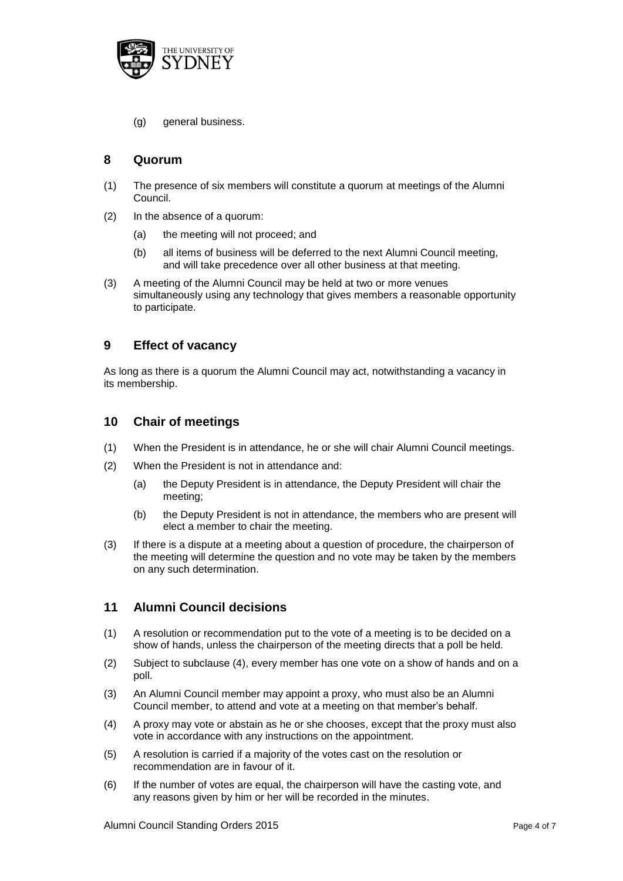(g) general business.

## 8 Quorum

(1) The presence of six members will constitute a quorum at meetings of the Alumni Council.

(2) In the absence of a quorum:

  (a) the meeting will not proceed; and

  (b) all items of business will be deferred to the next Alumni Council meeting, and will take precedence over all other business at that meeting.

(3) A meeting of the Alumni Council may be held at two or more venues simultaneously using any technology that gives members a reasonable opportunity to participate.

## 9 Effect of vacancy

As long as there is a quorum the Alumni Council may act, notwithstanding a vacancy in its membership.

## 10 Chair of meetings

(1) When the President is in attendance, he or she will chair Alumni Council meetings.

(2) When the President is not in attendance and:

  (a) the Deputy President is in attendance, the Deputy President will chair the meeting;

  (b) the Deputy President is not in attendance, the members who are present will elect a member to chair the meeting.

(3) If there is a dispute at a meeting about a question of procedure, the chairperson of the meeting will determine the question and no vote may be taken by the members on any such determination.

## 11 Alumni Council decisions

(1) A resolution or recommendation put to the vote of a meeting is to be decided on a show of hands, unless the chairperson of the meeting directs that a poll be held.

(2) Subject to subclause (4), every member has one vote on a show of hands and on a poll.

(3) An Alumni Council member may appoint a proxy, who must also be an Alumni Council member, to attend and vote at a meeting on that member's behalf.

(4) A proxy may vote or abstain as he or she chooses, except that the proxy must also vote in accordance with any instructions on the appointment.

(5) A resolution is carried if a majority of the votes cast on the resolution or recommendation are in favour of it.

(6) If the number of votes are equal, the chairperson will have the casting vote, and any reasons given by him or her will be recorded in the minutes.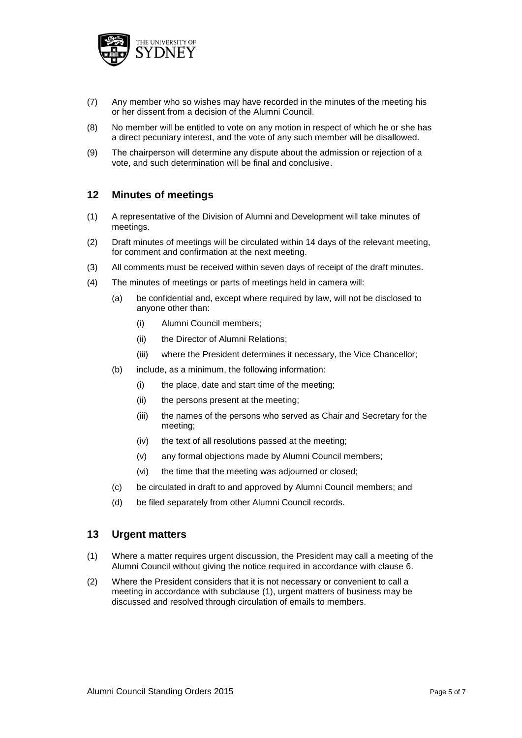(7) Any member who so wishes may have recorded in the minutes of the meeting his or her dissent from a decision of the Alumni Council.

(8) No member will be entitled to vote on any motion in respect of which he or she has a direct pecuniary interest, and the vote of any such member will be disallowed.

(9) The chairperson will determine any dispute about the admission or rejection of a vote, and such determination will be final and conclusive.

## 12 Minutes of meetings

(1) A representative of the Division of Alumni and Development will take minutes of meetings.

(2) Draft minutes of meetings will be circulated within 14 days of the relevant meeting, for comment and confirmation at the next meeting.

(3) All comments must be received within seven days of receipt of the draft minutes.

(4) The minutes of meetings or parts of meetings held in camera will:

   (a) be confidential and, except where required by law, will not be disclosed to anyone other than:

      (i) Alumni Council members;

      (ii) the Director of Alumni Relations;

      (iii) where the President determines it necessary, the Vice Chancellor;

   (b) include, as a minimum, the following information:

      (i) the place, date and start time of the meeting;

      (ii) the persons present at the meeting;

      (iii) the names of the persons who served as Chair and Secretary for the meeting;

      (iv) the text of all resolutions passed at the meeting;

      (v) any formal objections made by Alumni Council members;

      (vi) the time that the meeting was adjourned or closed;

   (c) be circulated in draft to and approved by Alumni Council members; and

   (d) be filed separately from other Alumni Council records.

## 13 Urgent matters

(1) Where a matter requires urgent discussion, the President may call a meeting of the Alumni Council without giving the notice required in accordance with clause 6.

(2) Where the President considers that it is not necessary or convenient to call a meeting in accordance with subclause (1), urgent matters of business may be discussed and resolved through circulation of emails to members.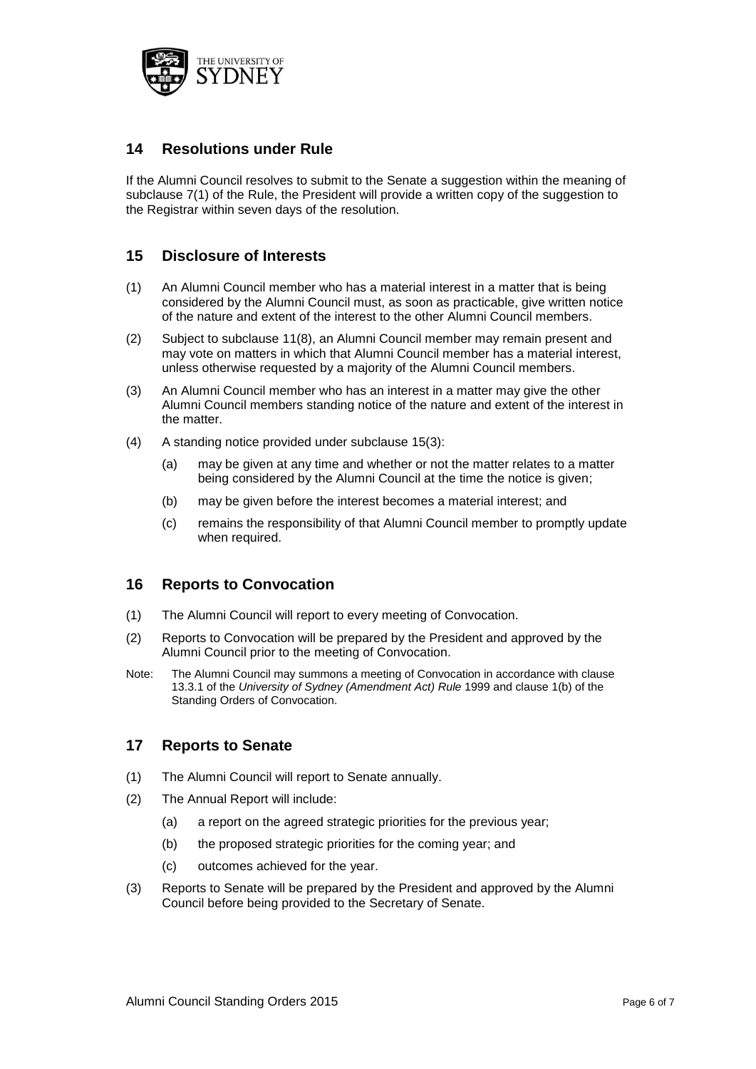## 14 Resolutions under Rule

If the Alumni Council resolves to submit to the Senate a suggestion within the meaning of subclause 7(1) of the Rule, the President will provide a written copy of the suggestion to the Registrar within seven days of the resolution.

## 15 Disclosure of Interests

(1) An Alumni Council member who has a material interest in a matter that is being considered by the Alumni Council must, as soon as practicable, give written notice of the nature and extent of the interest to the other Alumni Council members.

(2) Subject to subclause 11(8), an Alumni Council member may remain present and may vote on matters in which that Alumni Council member has a material interest, unless otherwise requested by a majority of the Alumni Council members.

(3) An Alumni Council member who has an interest in a matter may give the other Alumni Council members standing notice of the nature and extent of the interest in the matter.

(4) A standing notice provided under subclause 15(3):

(a) may be given at any time and whether or not the matter relates to a matter being considered by the Alumni Council at the time the notice is given;

(b) may be given before the interest becomes a material interest; and

(c) remains the responsibility of that Alumni Council member to promptly update when required.

## 16 Reports to Convocation

(1) The Alumni Council will report to every meeting of Convocation.

(2) Reports to Convocation will be prepared by the President and approved by the Alumni Council prior to the meeting of Convocation.

Note: The Alumni Council may summons a meeting of Convocation in accordance with clause 13.3.1 of the *University of Sydney (Amendment Act) Rule* 1999 and clause 1(b) of the Standing Orders of Convocation.

## 17 Reports to Senate

(1) The Alumni Council will report to Senate annually.

(2) The Annual Report will include:

(a) a report on the agreed strategic priorities for the previous year;

(b) the proposed strategic priorities for the coming year; and

(c) outcomes achieved for the year.

(3) Reports to Senate will be prepared by the President and approved by the Alumni Council before being provided to the Secretary of Senate.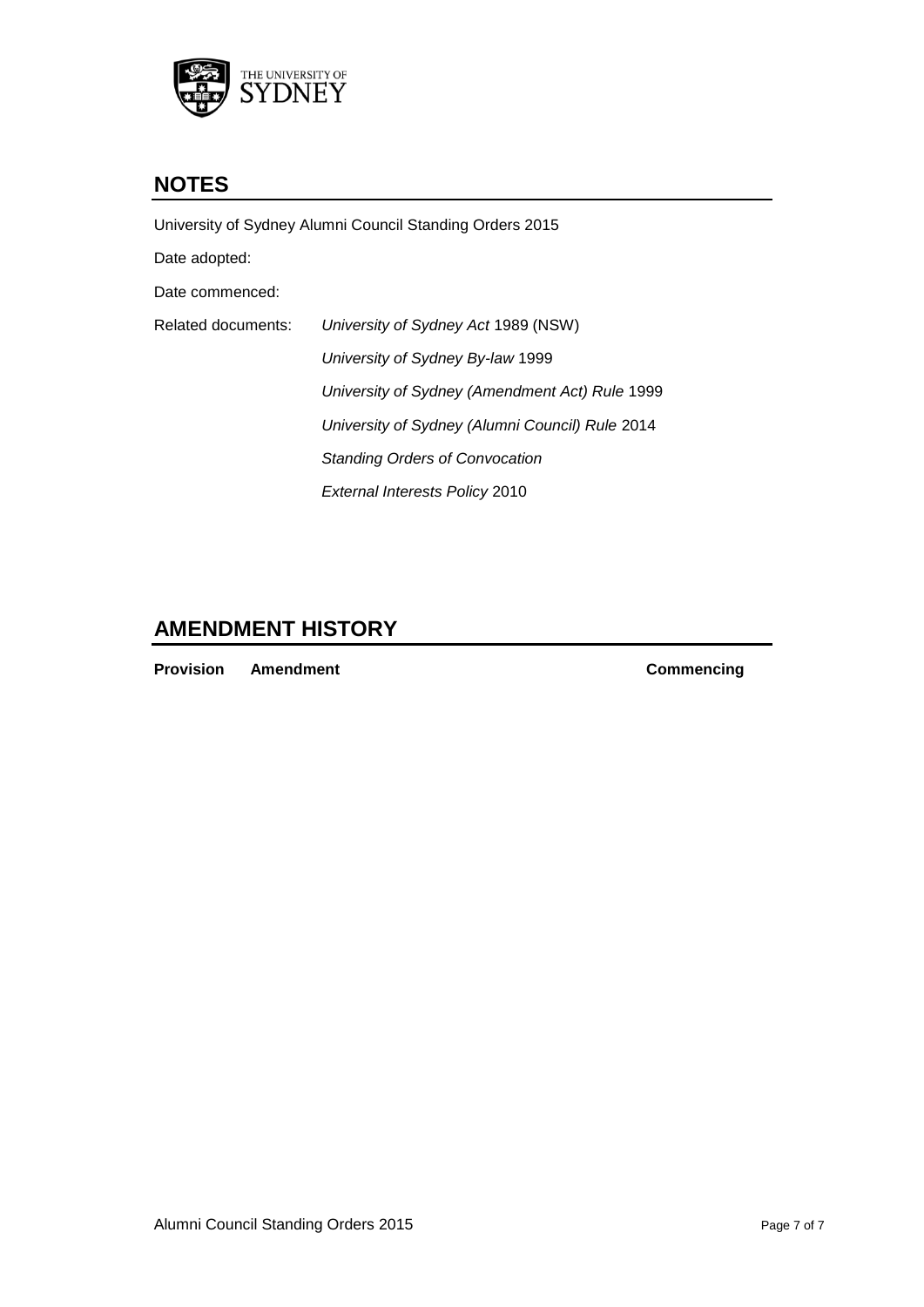## NOTES

University of Sydney Alumni Council Standing Orders 2015

Date adopted:

Date commenced:

Related documents:

*University of Sydney Act* 1989 (NSW)

*University of Sydney By-law* 1999

*University of Sydney (Amendment Act) Rule* 1999

*University of Sydney (Alumni Council) Rule* 2014

*Standing Orders of Convocation*

*External Interests Policy* 2010

## AMENDMENT HISTORY

| Provision | Amendment | Commencing |
| --- | --- | --- |